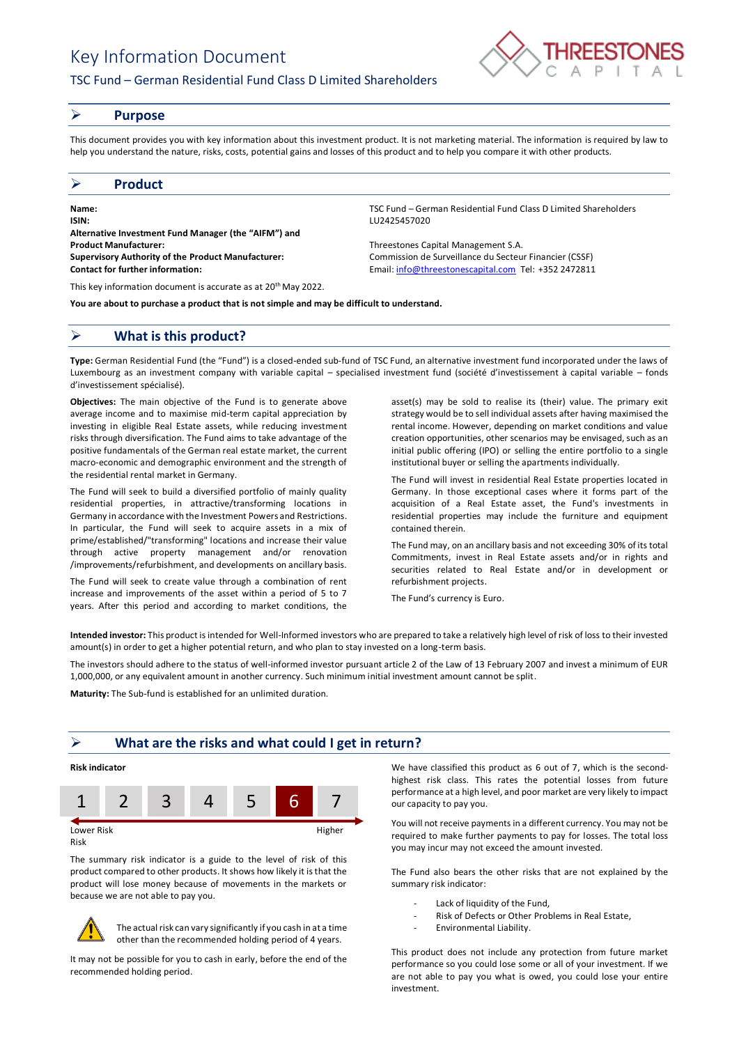# Key Information Document

TSC Fund – German Residential Fund Class D Limited Shareholders

THREESTONES CAPITAL

## Purpose

This document provides you with key information about this investment product. It is not marketing material. The information is required by law to help you understand the nature, risks, costs, potential gains and losses of this product and to help you compare it with other products.

## Product

| | |
|---|---|
| **Name:** | TSC Fund – German Residential Fund Class D Limited Shareholders |
| **ISIN:** | LU2425457020 |
| **Alternative Investment Fund Manager (the "AIFM") and Product Manufacturer:** | Threestones Capital Management S.A. |
| **Supervisory Authority of the Product Manufacturer:** | Commission de Surveillance du Secteur Financier (CSSF) |
| **Contact for further information:** | Email: info@threestonescapital.com Tel: +352 2472811 |

This key information document is accurate as at 20th May 2022.

**You are about to purchase a product that is not simple and may be difficult to understand.**

## What is this product?

**Type:** German Residential Fund (the "Fund") is a closed-ended sub-fund of TSC Fund, an alternative investment fund incorporated under the laws of Luxembourg as an investment company with variable capital – specialised investment fund (société d'investissement à capital variable – fonds d'investissement spécialisé).

**Objectives:** The main objective of the Fund is to generate above average income and to maximise mid-term capital appreciation by investing in eligible Real Estate assets, while reducing investment risks through diversification. The Fund aims to take advantage of the positive fundamentals of the German real estate market, the current macro-economic and demographic environment and the strength of the residential rental market in Germany.

The Fund will seek to build a diversified portfolio of mainly quality residential properties, in attractive/transforming locations in Germany in accordance with the Investment Powers and Restrictions. In particular, the Fund will seek to acquire assets in a mix of prime/established/"transforming" locations and increase their value through active property management and/or renovation /improvements/refurbishment, and developments on ancillary basis.

The Fund will seek to create value through a combination of rent increase and improvements of the asset within a period of 5 to 7 years. After this period and according to market conditions, the asset(s) may be sold to realise its (their) value. The primary exit strategy would be to sell individual assets after having maximised the rental income. However, depending on market conditions and value creation opportunities, other scenarios may be envisaged, such as an initial public offering (IPO) or selling the entire portfolio to a single institutional buyer or selling the apartments individually.

The Fund will invest in residential Real Estate properties located in Germany. In those exceptional cases where it forms part of the acquisition of a Real Estate asset, the Fund's investments in residential properties may include the furniture and equipment contained therein.

The Fund may, on an ancillary basis and not exceeding 30% of its total Commitments, invest in Real Estate assets and/or in rights and securities related to Real Estate and/or in development or refurbishment projects.

The Fund's currency is Euro.

**Intended investor:** This product is intended for Well-Informed investors who are prepared to take a relatively high level of risk of loss to their invested amount(s) in order to get a higher potential return, and who plan to stay invested on a long-term basis.

The investors should adhere to the status of well-informed investor pursuant article 2 of the Law of 13 February 2007 and invest a minimum of EUR 1,000,000, or any equivalent amount in another currency. Such minimum initial investment amount cannot be split.

**Maturity:** The Sub-fund is established for an unlimited duration.

## What are the risks and what could I get in return?

**Risk indicator**

1 2 3 **6** 4 5 7 — wait

1 | 2 | 3 | 4 | 5 | **6** | 7

Lower Risk — Higher Risk

The summary risk indicator is a guide to the level of risk of this product compared to other products. It shows how likely it is that the product will lose money because of movements in the markets or because we are not able to pay you.

The actual risk can vary significantly if you cash in at a time other than the recommended holding period of 4 years.

It may not be possible for you to cash in early, before the end of the recommended holding period.

We have classified this product as 6 out of 7, which is the second-highest risk class. This rates the potential losses from future performance at a high level, and poor market are very likely to impact our capacity to pay you.

You will not receive payments in a different currency. You may not be required to make further payments to pay for losses. The total loss you may incur may not exceed the amount invested.

The Fund also bears the other risks that are not explained by the summary risk indicator:

- Lack of liquidity of the Fund,
- Risk of Defects or Other Problems in Real Estate,
- Environmental Liability.

This product does not include any protection from future market performance so you could lose some or all of your investment. If we are not able to pay you what is owed, you could lose your entire investment.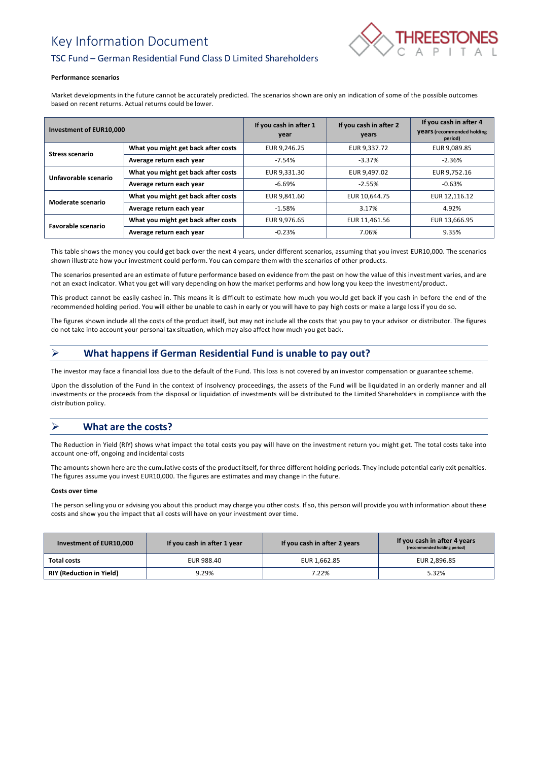# Key Information Document

## TSC Fund – German Residential Fund Class D Limited Shareholders

**Performance scenarios**

Market developments in the future cannot be accurately predicted. The scenarios shown are only an indication of some of the possible outcomes based on recent returns. Actual returns could be lower.

| Investment of EUR10,000 | | If you cash in after 1 year | If you cash in after 2 years | If you cash in after 4 years (recommended holding period) |
|---|---|---|---|---|
| Stress scenario | What you might get back after costs | EUR 9,246.25 | EUR 9,337.72 | EUR 9,089.85 |
| | Average return each year | -7.54% | -3.37% | -2.36% |
| Unfavorable scenario | What you might get back after costs | EUR 9,331.30 | EUR 9,497.02 | EUR 9,752.16 |
| | Average return each year | -6.69% | -2.55% | -0.63% |
| Moderate scenario | What you might get back after costs | EUR 9,841.60 | EUR 10,644.75 | EUR 12,116.12 |
| | Average return each year | -1.58% | 3.17% | 4.92% |
| Favorable scenario | What you might get back after costs | EUR 9,976.65 | EUR 11,461.56 | EUR 13,666.95 |
| | Average return each year | -0.23% | 7.06% | 9.35% |

This table shows the money you could get back over the next 4 years, under different scenarios, assuming that you invest EUR10,000. The scenarios shown illustrate how your investment could perform. You can compare them with the scenarios of other products.

The scenarios presented are an estimate of future performance based on evidence from the past on how the value of this investment varies, and are not an exact indicator. What you get will vary depending on how the market performs and how long you keep the investment/product.

This product cannot be easily cashed in. This means it is difficult to estimate how much you would get back if you cash in before the end of the recommended holding period. You will either be unable to cash in early or you will have to pay high costs or make a large loss if you do so.

The figures shown include all the costs of the product itself, but may not include all the costs that you pay to your advisor or distributor. The figures do not take into account your personal tax situation, which may also affect how much you get back.

## What happens if German Residential Fund is unable to pay out?

The investor may face a financial loss due to the default of the Fund. This loss is not covered by an investor compensation or guarantee scheme.

Upon the dissolution of the Fund in the context of insolvency proceedings, the assets of the Fund will be liquidated in an orderly manner and all investments or the proceeds from the disposal or liquidation of investments will be distributed to the Limited Shareholders in compliance with the distribution policy.

## What are the costs?

The Reduction in Yield (RIY) shows what impact the total costs you pay will have on the investment return you might get. The total costs take into account one-off, ongoing and incidental costs

The amounts shown here are the cumulative costs of the product itself, for three different holding periods. They include potential early exit penalties. The figures assume you invest EUR10,000. The figures are estimates and may change in the future.

**Costs over time**

The person selling you or advising you about this product may charge you other costs. If so, this person will provide you with information about these costs and show you the impact that all costs will have on your investment over time.

| Investment of EUR10,000 | If you cash in after 1 year | If you cash in after 2 years | If you cash in after 4 years (recommended holding period) |
|---|---|---|---|
| Total costs | EUR 988.40 | EUR 1,662.85 | EUR 2,896.85 |
| RIY (Reduction in Yield) | 9.29% | 7.22% | 5.32% |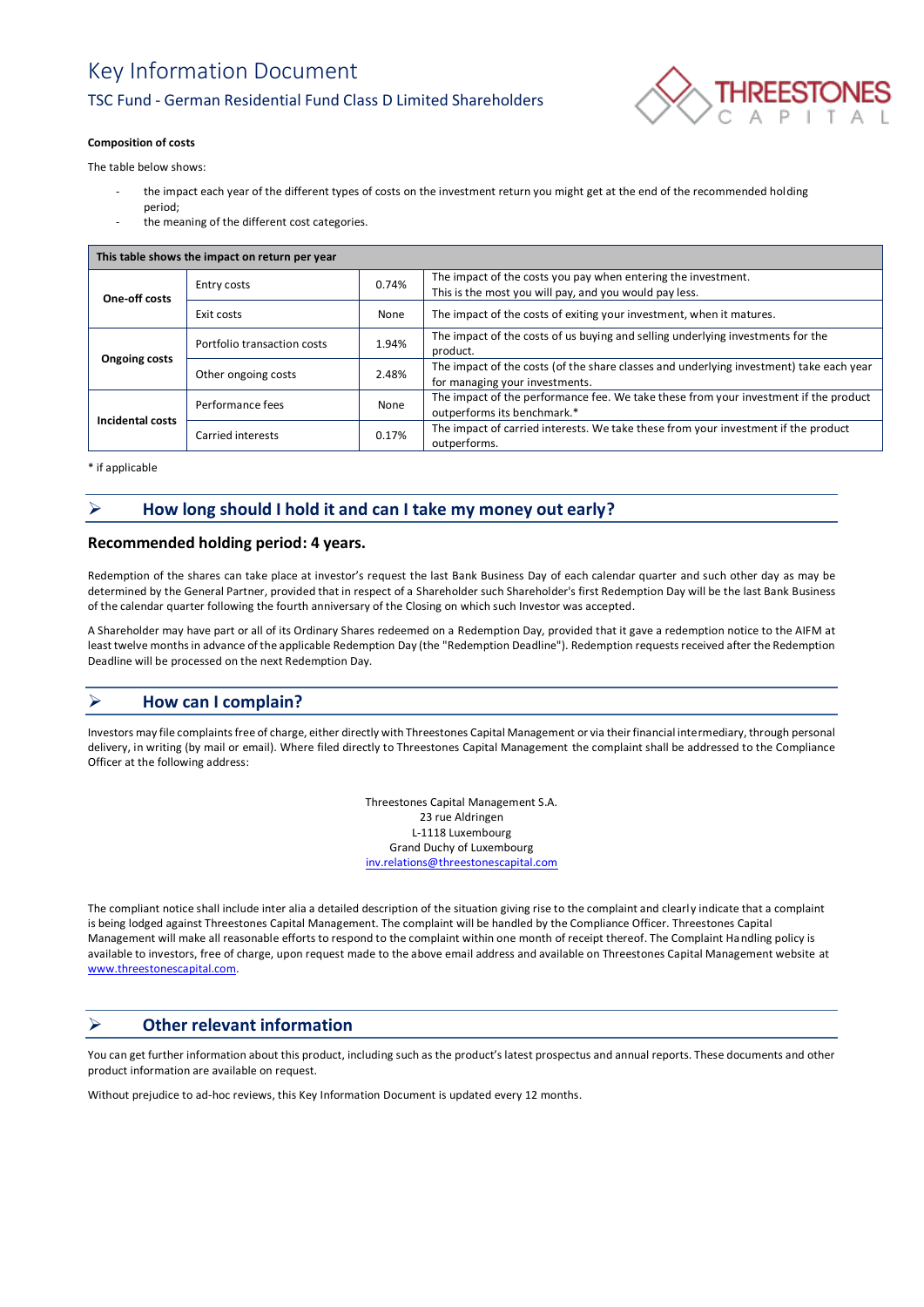# Key Information Document

## TSC Fund - German Residential Fund Class D Limited Shareholders

**Composition of costs**

The table below shows:

- the impact each year of the different types of costs on the investment return you might get at the end of the recommended holding period;
- the meaning of the different cost categories.

| This table shows the impact on return per year | | | |
|---|---|---|---|
| **One-off costs** | Entry costs | 0.74% | The impact of the costs you pay when entering the investment. This is the most you will pay, and you would pay less. |
| | Exit costs | None | The impact of the costs of exiting your investment, when it matures. |
| **Ongoing costs** | Portfolio transaction costs | 1.94% | The impact of the costs of us buying and selling underlying investments for the product. |
| | Other ongoing costs | 2.48% | The impact of the costs (of the share classes and underlying investment) take each year for managing your investments. |
| **Incidental costs** | Performance fees | None | The impact of the performance fee. We take these from your investment if the product outperforms its benchmark.* |
| | Carried interests | 0.17% | The impact of carried interests. We take these from your investment if the product outperforms. |

* if applicable

## How long should I hold it and can I take my money out early?

### Recommended holding period: 4 years.

Redemption of the shares can take place at investor's request the last Bank Business Day of each calendar quarter and such other day as may be determined by the General Partner, provided that in respect of a Shareholder such Shareholder's first Redemption Day will be the last Bank Business of the calendar quarter following the fourth anniversary of the Closing on which such Investor was accepted.

A Shareholder may have part or all of its Ordinary Shares redeemed on a Redemption Day, provided that it gave a redemption notice to the AIFM at least twelve months in advance of the applicable Redemption Day (the "Redemption Deadline"). Redemption requests received after the Redemption Deadline will be processed on the next Redemption Day.

## How can I complain?

Investors may file complaints free of charge, either directly with Threestones Capital Management or via their financial intermediary, through personal delivery, in writing (by mail or email). Where filed directly to Threestones Capital Management the complaint shall be addressed to the Compliance Officer at the following address:

Threestones Capital Management S.A.
23 rue Aldringen
L-1118 Luxembourg
Grand Duchy of Luxembourg
inv.relations@threestonescapital.com

The compliant notice shall include inter alia a detailed description of the situation giving rise to the complaint and clearly indicate that a complaint is being lodged against Threestones Capital Management. The complaint will be handled by the Compliance Officer. Threestones Capital Management will make all reasonable efforts to respond to the complaint within one month of receipt thereof. The Complaint Handling policy is available to investors, free of charge, upon request made to the above email address and available on Threestones Capital Management website at www.threestonescapital.com.

## Other relevant information

You can get further information about this product, including such as the product's latest prospectus and annual reports. These documents and other product information are available on request.

Without prejudice to ad-hoc reviews, this Key Information Document is updated every 12 months.